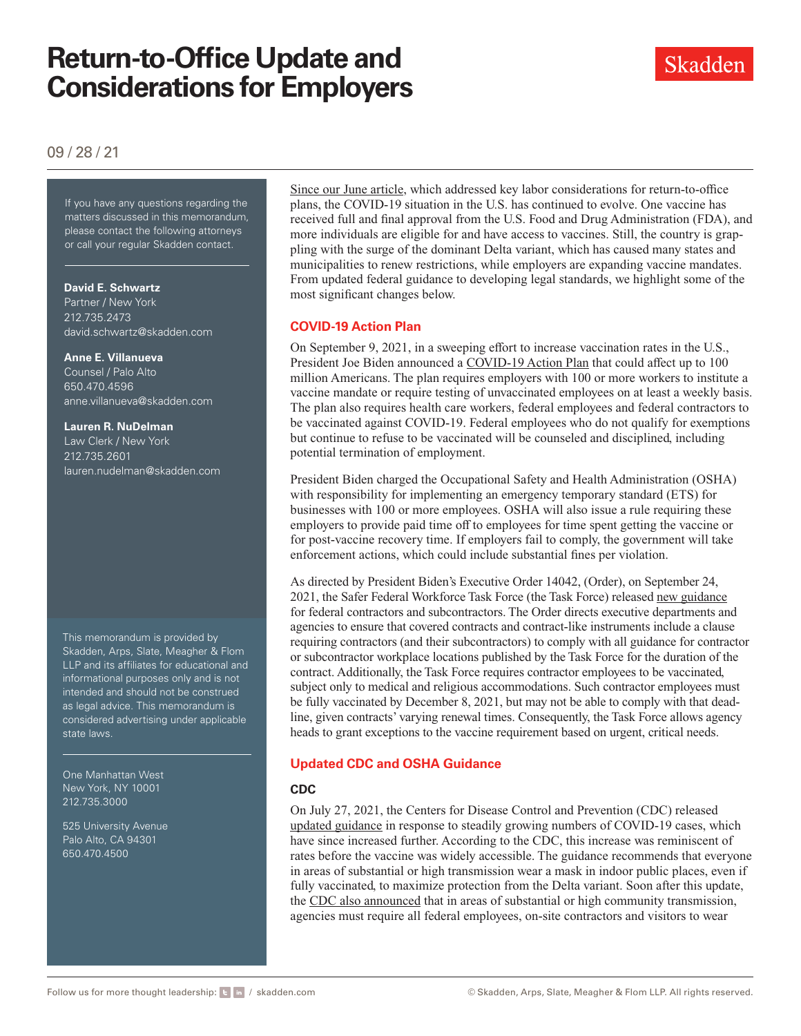# Return-to-Office Update and Considerations for Employers

Skadden

09 / 28 / 21

If you have any questions regarding the matters discussed in this memorandum, please contact the following attorneys or call your regular Skadden contact.

**David E. Schwartz**
Partner / New York
212.735.2473
david.schwartz@skadden.com

**Anne E. Villanueva**
Counsel / Palo Alto
650.470.4596
anne.villanueva@skadden.com

**Lauren R. NuDelman**
Law Clerk / New York
212.735.2601
lauren.nudelman@skadden.com

This memorandum is provided by Skadden, Arps, Slate, Meagher & Flom LLP and its affiliates for educational and informational purposes only and is not intended and should not be construed as legal advice. This memorandum is considered advertising under applicable state laws.

One Manhattan West
New York, NY 10001
212.735.3000

525 University Avenue
Palo Alto, CA 94301
650.470.4500

Since our June article, which addressed key labor considerations for return-to-office plans, the COVID-19 situation in the U.S. has continued to evolve. One vaccine has received full and final approval from the U.S. Food and Drug Administration (FDA), and more individuals are eligible for and have access to vaccines. Still, the country is grappling with the surge of the dominant Delta variant, which has caused many states and municipalities to renew restrictions, while employers are expanding vaccine mandates. From updated federal guidance to developing legal standards, we highlight some of the most significant changes below.

## COVID-19 Action Plan

On September 9, 2021, in a sweeping effort to increase vaccination rates in the U.S., President Joe Biden announced a COVID-19 Action Plan that could affect up to 100 million Americans. The plan requires employers with 100 or more workers to institute a vaccine mandate or require testing of unvaccinated employees on at least a weekly basis. The plan also requires health care workers, federal employees and federal contractors to be vaccinated against COVID-19. Federal employees who do not qualify for exemptions but continue to refuse to be vaccinated will be counseled and disciplined, including potential termination of employment.

President Biden charged the Occupational Safety and Health Administration (OSHA) with responsibility for implementing an emergency temporary standard (ETS) for businesses with 100 or more employees. OSHA will also issue a rule requiring these employers to provide paid time off to employees for time spent getting the vaccine or for post-vaccine recovery time. If employers fail to comply, the government will take enforcement actions, which could include substantial fines per violation.

As directed by President Biden's Executive Order 14042, (Order), on September 24, 2021, the Safer Federal Workforce Task Force (the Task Force) released new guidance for federal contractors and subcontractors. The Order directs executive departments and agencies to ensure that covered contracts and contract-like instruments include a clause requiring contractors (and their subcontractors) to comply with all guidance for contractor or subcontractor workplace locations published by the Task Force for the duration of the contract. Additionally, the Task Force requires contractor employees to be vaccinated, subject only to medical and religious accommodations. Such contractor employees must be fully vaccinated by December 8, 2021, but may not be able to comply with that deadline, given contracts' varying renewal times. Consequently, the Task Force allows agency heads to grant exceptions to the vaccine requirement based on urgent, critical needs.

## Updated CDC and OSHA Guidance

### CDC

On July 27, 2021, the Centers for Disease Control and Prevention (CDC) released updated guidance in response to steadily growing numbers of COVID-19 cases, which have since increased further. According to the CDC, this increase was reminiscent of rates before the vaccine was widely accessible. The guidance recommends that everyone in areas of substantial or high transmission wear a mask in indoor public places, even if fully vaccinated, to maximize protection from the Delta variant. Soon after this update, the CDC also announced that in areas of substantial or high community transmission, agencies must require all federal employees, on-site contractors and visitors to wear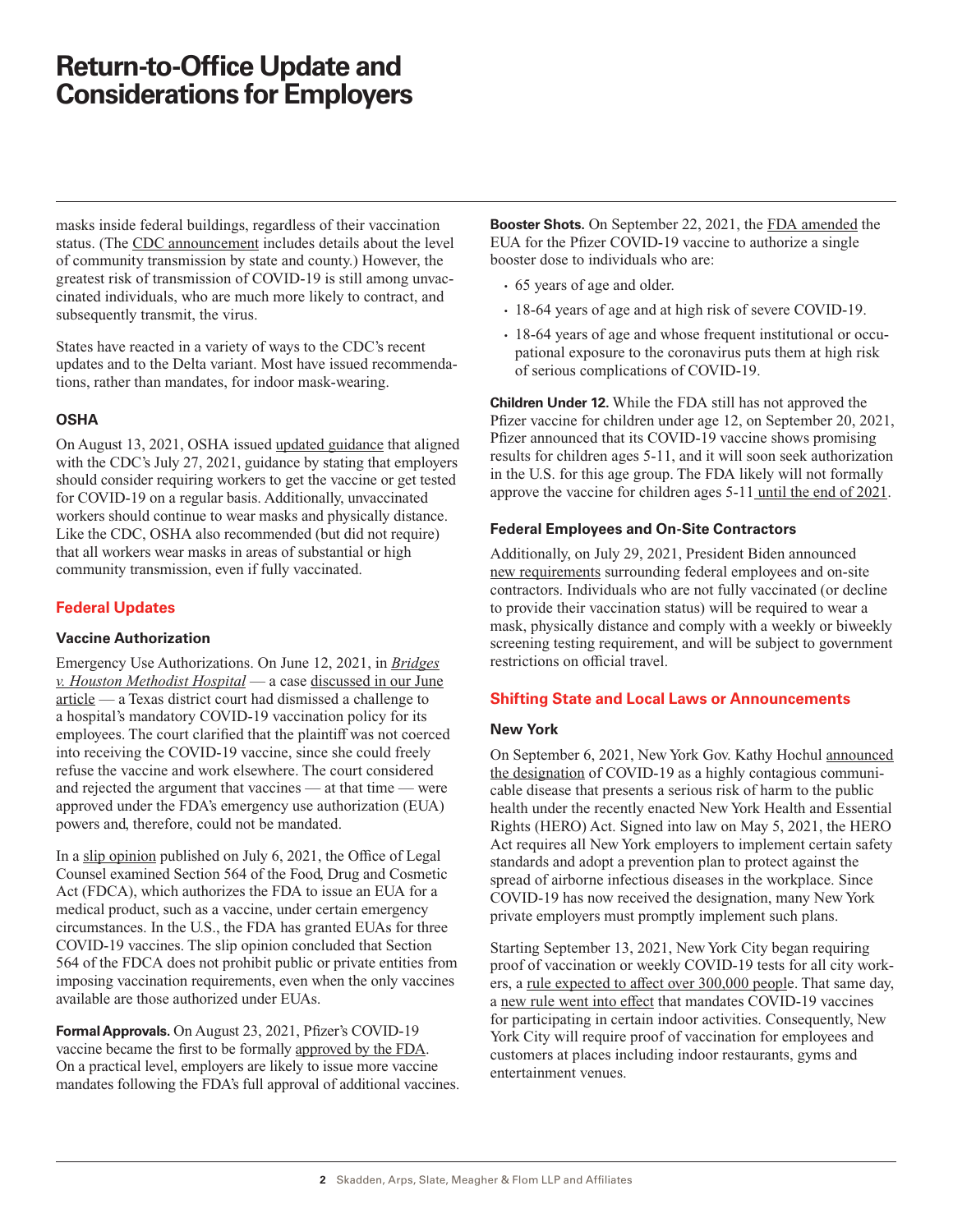masks inside federal buildings, regardless of their vaccination status. (The CDC announcement includes details about the level of community transmission by state and county.) However, the greatest risk of transmission of COVID-19 is still among unvaccinated individuals, who are much more likely to contract, and subsequently transmit, the virus.

States have reacted in a variety of ways to the CDC's recent updates and to the Delta variant. Most have issued recommendations, rather than mandates, for indoor mask-wearing.

### OSHA

On August 13, 2021, OSHA issued updated guidance that aligned with the CDC's July 27, 2021, guidance by stating that employers should consider requiring workers to get the vaccine or get tested for COVID-19 on a regular basis. Additionally, unvaccinated workers should continue to wear masks and physically distance. Like the CDC, OSHA also recommended (but did not require) that all workers wear masks in areas of substantial or high community transmission, even if fully vaccinated.

## Federal Updates

### Vaccine Authorization

Emergency Use Authorizations. On June 12, 2021, in *Bridges v. Houston Methodist Hospital* — a case discussed in our June article — a Texas district court had dismissed a challenge to a hospital's mandatory COVID-19 vaccination policy for its employees. The court clarified that the plaintiff was not coerced into receiving the COVID-19 vaccine, since she could freely refuse the vaccine and work elsewhere. The court considered and rejected the argument that vaccines — at that time — were approved under the FDA's emergency use authorization (EUA) powers and, therefore, could not be mandated.

In a slip opinion published on July 6, 2021, the Office of Legal Counsel examined Section 564 of the Food, Drug and Cosmetic Act (FDCA), which authorizes the FDA to issue an EUA for a medical product, such as a vaccine, under certain emergency circumstances. In the U.S., the FDA has granted EUAs for three COVID-19 vaccines. The slip opinion concluded that Section 564 of the FDCA does not prohibit public or private entities from imposing vaccination requirements, even when the only vaccines available are those authorized under EUAs.

**Formal Approvals.** On August 23, 2021, Pfizer's COVID-19 vaccine became the first to be formally approved by the FDA. On a practical level, employers are likely to issue more vaccine mandates following the FDA's full approval of additional vaccines.

**Booster Shots.** On September 22, 2021, the FDA amended the EUA for the Pfizer COVID-19 vaccine to authorize a single booster dose to individuals who are:

- 65 years of age and older.
- 18-64 years of age and at high risk of severe COVID-19.
- 18-64 years of age and whose frequent institutional or occupational exposure to the coronavirus puts them at high risk of serious complications of COVID-19.

**Children Under 12.** While the FDA still has not approved the Pfizer vaccine for children under age 12, on September 20, 2021, Pfizer announced that its COVID-19 vaccine shows promising results for children ages 5-11, and it will soon seek authorization in the U.S. for this age group. The FDA likely will not formally approve the vaccine for children ages 5-11 until the end of 2021.

### Federal Employees and On-Site Contractors

Additionally, on July 29, 2021, President Biden announced new requirements surrounding federal employees and on-site contractors. Individuals who are not fully vaccinated (or decline to provide their vaccination status) will be required to wear a mask, physically distance and comply with a weekly or biweekly screening testing requirement, and will be subject to government restrictions on official travel.

## Shifting State and Local Laws or Announcements

### New York

On September 6, 2021, New York Gov. Kathy Hochul announced the designation of COVID-19 as a highly contagious communicable disease that presents a serious risk of harm to the public health under the recently enacted New York Health and Essential Rights (HERO) Act. Signed into law on May 5, 2021, the HERO Act requires all New York employers to implement certain safety standards and adopt a prevention plan to protect against the spread of airborne infectious diseases in the workplace. Since COVID-19 has now received the designation, many New York private employers must promptly implement such plans.

Starting September 13, 2021, New York City began requiring proof of vaccination or weekly COVID-19 tests for all city workers, a rule expected to affect over 300,000 people. That same day, a new rule went into effect that mandates COVID-19 vaccines for participating in certain indoor activities. Consequently, New York City will require proof of vaccination for employees and customers at places including indoor restaurants, gyms and entertainment venues.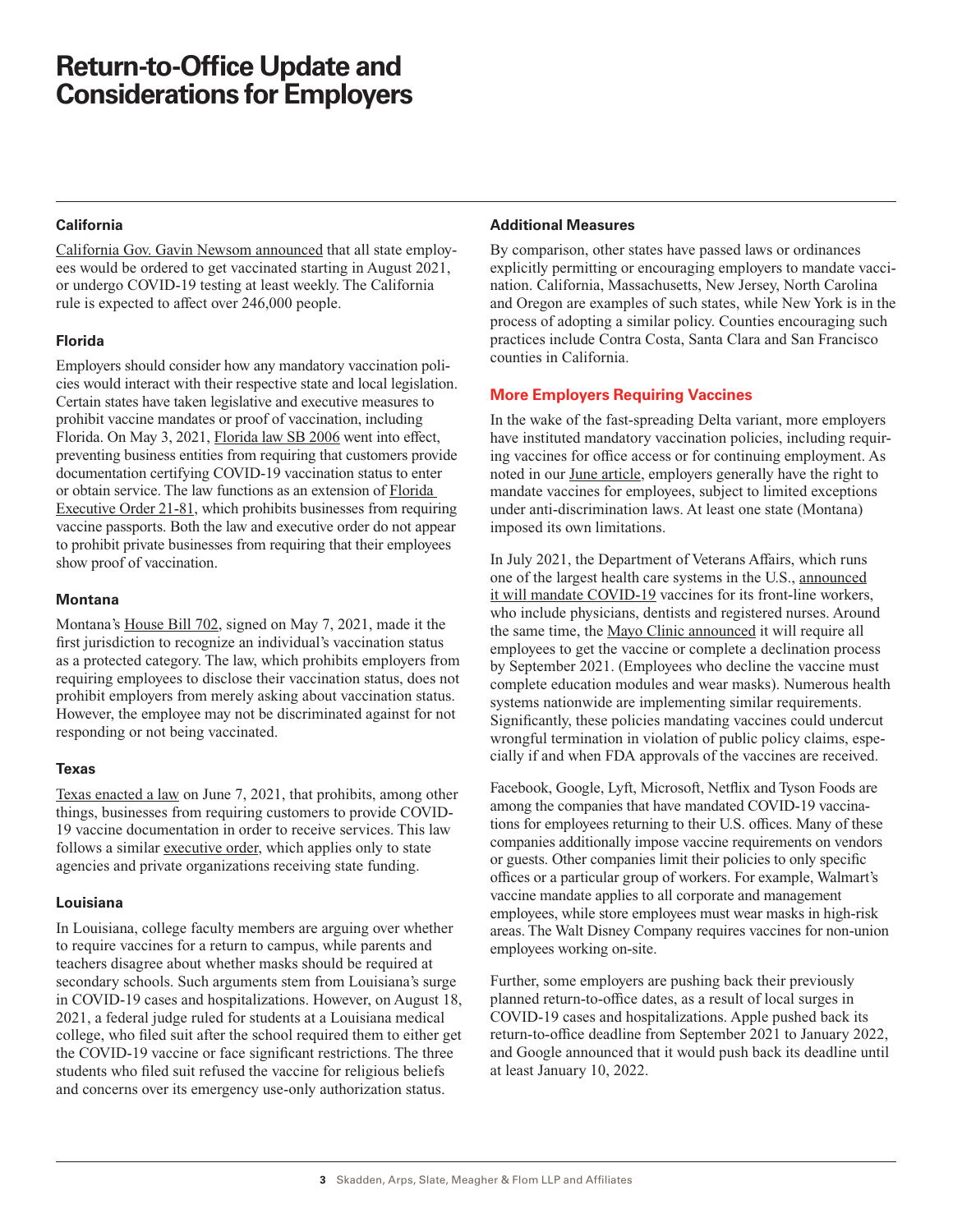### California

California Gov. Gavin Newsom announced that all state employees would be ordered to get vaccinated starting in August 2021, or undergo COVID-19 testing at least weekly. The California rule is expected to affect over 246,000 people.

### Florida

Employers should consider how any mandatory vaccination policies would interact with their respective state and local legislation. Certain states have taken legislative and executive measures to prohibit vaccine mandates or proof of vaccination, including Florida. On May 3, 2021, Florida law SB 2006 went into effect, preventing business entities from requiring that customers provide documentation certifying COVID-19 vaccination status to enter or obtain service. The law functions as an extension of Florida Executive Order 21-81, which prohibits businesses from requiring vaccine passports. Both the law and executive order do not appear to prohibit private businesses from requiring that their employees show proof of vaccination.

### Montana

Montana's House Bill 702, signed on May 7, 2021, made it the first jurisdiction to recognize an individual's vaccination status as a protected category. The law, which prohibits employers from requiring employees to disclose their vaccination status, does not prohibit employers from merely asking about vaccination status. However, the employee may not be discriminated against for not responding or not being vaccinated.

### Texas

Texas enacted a law on June 7, 2021, that prohibits, among other things, businesses from requiring customers to provide COVID-19 vaccine documentation in order to receive services. This law follows a similar executive order, which applies only to state agencies and private organizations receiving state funding.

### Louisiana

In Louisiana, college faculty members are arguing over whether to require vaccines for a return to campus, while parents and teachers disagree about whether masks should be required at secondary schools. Such arguments stem from Louisiana's surge in COVID-19 cases and hospitalizations. However, on August 18, 2021, a federal judge ruled for students at a Louisiana medical college, who filed suit after the school required them to either get the COVID-19 vaccine or face significant restrictions. The three students who filed suit refused the vaccine for religious beliefs and concerns over its emergency use-only authorization status.

### Additional Measures

By comparison, other states have passed laws or ordinances explicitly permitting or encouraging employers to mandate vaccination. California, Massachusetts, New Jersey, North Carolina and Oregon are examples of such states, while New York is in the process of adopting a similar policy. Counties encouraging such practices include Contra Costa, Santa Clara and San Francisco counties in California.

## More Employers Requiring Vaccines

In the wake of the fast-spreading Delta variant, more employers have instituted mandatory vaccination policies, including requiring vaccines for office access or for continuing employment. As noted in our June article, employers generally have the right to mandate vaccines for employees, subject to limited exceptions under anti-discrimination laws. At least one state (Montana) imposed its own limitations.

In July 2021, the Department of Veterans Affairs, which runs one of the largest health care systems in the U.S., announced it will mandate COVID-19 vaccines for its front-line workers, who include physicians, dentists and registered nurses. Around the same time, the Mayo Clinic announced it will require all employees to get the vaccine or complete a declination process by September 2021. (Employees who decline the vaccine must complete education modules and wear masks). Numerous health systems nationwide are implementing similar requirements. Significantly, these policies mandating vaccines could undercut wrongful termination in violation of public policy claims, especially if and when FDA approvals of the vaccines are received.

Facebook, Google, Lyft, Microsoft, Netflix and Tyson Foods are among the companies that have mandated COVID-19 vaccinations for employees returning to their U.S. offices. Many of these companies additionally impose vaccine requirements on vendors or guests. Other companies limit their policies to only specific offices or a particular group of workers. For example, Walmart's vaccine mandate applies to all corporate and management employees, while store employees must wear masks in high-risk areas. The Walt Disney Company requires vaccines for non-union employees working on-site.

Further, some employers are pushing back their previously planned return-to-office dates, as a result of local surges in COVID-19 cases and hospitalizations. Apple pushed back its return-to-office deadline from September 2021 to January 2022, and Google announced that it would push back its deadline until at least January 10, 2022.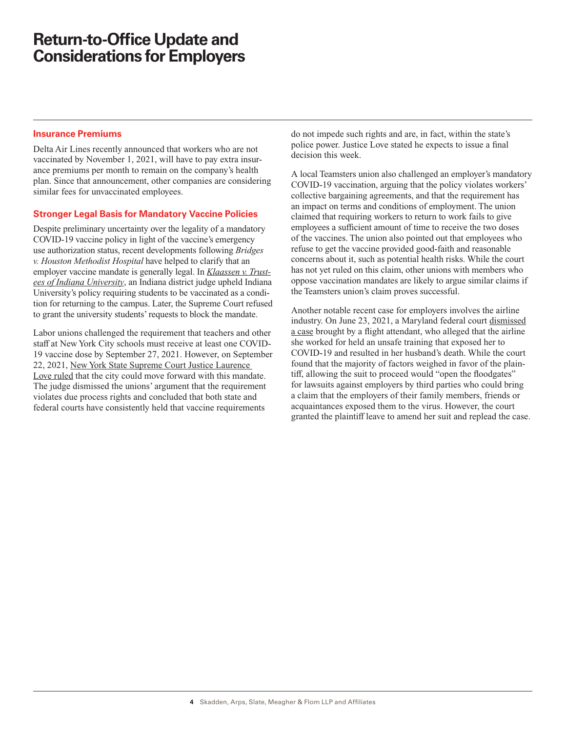# Return-to-Office Update and Considerations for Employers

### Insurance Premiums

Delta Air Lines recently announced that workers who are not vaccinated by November 1, 2021, will have to pay extra insurance premiums per month to remain on the company's health plan. Since that announcement, other companies are considering similar fees for unvaccinated employees.

### Stronger Legal Basis for Mandatory Vaccine Policies

Despite preliminary uncertainty over the legality of a mandatory COVID-19 vaccine policy in light of the vaccine's emergency use authorization status, recent developments following *Bridges v. Houston Methodist Hospital* have helped to clarify that an employer vaccine mandate is generally legal. In *Klaassen v. Trustees of Indiana University*, an Indiana district judge upheld Indiana University's policy requiring students to be vaccinated as a condition for returning to the campus. Later, the Supreme Court refused to grant the university students' requests to block the mandate.

Labor unions challenged the requirement that teachers and other staff at New York City schools must receive at least one COVID-19 vaccine dose by September 27, 2021. However, on September 22, 2021, New York State Supreme Court Justice Laurence Love ruled that the city could move forward with this mandate. The judge dismissed the unions' argument that the requirement violates due process rights and concluded that both state and federal courts have consistently held that vaccine requirements do not impede such rights and are, in fact, within the state's police power. Justice Love stated he expects to issue a final decision this week.

A local Teamsters union also challenged an employer's mandatory COVID-19 vaccination, arguing that the policy violates workers' collective bargaining agreements, and that the requirement has an impact on terms and conditions of employment. The union claimed that requiring workers to return to work fails to give employees a sufficient amount of time to receive the two doses of the vaccines. The union also pointed out that employees who refuse to get the vaccine provided good-faith and reasonable concerns about it, such as potential health risks. While the court has not yet ruled on this claim, other unions with members who oppose vaccination mandates are likely to argue similar claims if the Teamsters union's claim proves successful.

Another notable recent case for employers involves the airline industry. On June 23, 2021, a Maryland federal court dismissed a case brought by a flight attendant, who alleged that the airline she worked for held an unsafe training that exposed her to COVID-19 and resulted in her husband's death. While the court found that the majority of factors weighed in favor of the plaintiff, allowing the suit to proceed would "open the floodgates" for lawsuits against employers by third parties who could bring a claim that the employers of their family members, friends or acquaintances exposed them to the virus. However, the court granted the plaintiff leave to amend her suit and replead the case.